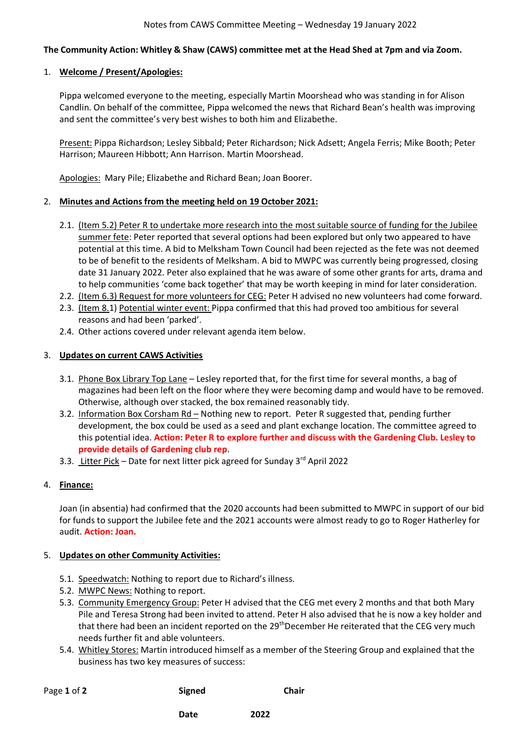Notes from CAWS Committee Meeting – Wednesday 19 January 2022

**The Community Action: Whitley & Shaw (CAWS) committee met at the Head Shed at 7pm and via Zoom.**

1. **Welcome / Present/Apologies:**

   Pippa welcomed everyone to the meeting, especially Martin Moorshead who was standing in for Alison Candlin. On behalf of the committee, Pippa welcomed the news that Richard Bean's health was improving and sent the committee's very best wishes to both him and Elizabethe.

   Present: Pippa Richardson; Lesley Sibbald; Peter Richardson; Nick Adsett; Angela Ferris; Mike Booth; Peter Harrison; Maureen Hibbott; Ann Harrison. Martin Moorshead.

   Apologies: Mary Pile; Elizabethe and Richard Bean; Joan Boorer.

2. **Minutes and Actions from the meeting held on 19 October 2021:**

   2.1. (Item 5.2) Peter R to undertake more research into the most suitable source of funding for the Jubilee summer fete: Peter reported that several options had been explored but only two appeared to have potential at this time. A bid to Melksham Town Council had been rejected as the fete was not deemed to be of benefit to the residents of Melksham. A bid to MWPC was currently being progressed, closing date 31 January 2022. Peter also explained that he was aware of some other grants for arts, drama and to help communities 'come back together' that may be worth keeping in mind for later consideration.

   2.2. (Item 6.3) Request for more volunteers for CEG: Peter H advised no new volunteers had come forward.

   2.3. (Item 8.1) Potential winter event: Pippa confirmed that this had proved too ambitious for several reasons and had been 'parked'.

   2.4. Other actions covered under relevant agenda item below.

3. **Updates on current CAWS Activities**

   3.1. Phone Box Library Top Lane – Lesley reported that, for the first time for several months, a bag of magazines had been left on the floor where they were becoming damp and would have to be removed. Otherwise, although over stacked, the box remained reasonably tidy.

   3.2. Information Box Corsham Rd – Nothing new to report. Peter R suggested that, pending further development, the box could be used as a seed and plant exchange location. The committee agreed to this potential idea. **Action: Peter R to explore further and discuss with the Gardening Club. Lesley to provide details of Gardening club rep**.

   3.3. Litter Pick – Date for next litter pick agreed for Sunday 3rd April 2022

4. **Finance:**

   Joan (in absentia) had confirmed that the 2020 accounts had been submitted to MWPC in support of our bid for funds to support the Jubilee fete and the 2021 accounts were almost ready to go to Roger Hatherley for audit. **Action: Joan.**

5. **Updates on other Community Activities:**

   5.1. Speedwatch: Nothing to report due to Richard's illness.

   5.2. MWPC News: Nothing to report.

   5.3. Community Emergency Group: Peter H advised that the CEG met every 2 months and that both Mary Pile and Teresa Strong had been invited to attend. Peter H also advised that he is now a key holder and that there had been an incident reported on the 29th December He reiterated that the CEG very much needs further fit and able volunteers.

   5.4. Whitley Stores: Martin introduced himself as a member of the Steering Group and explained that the business has two key measures of success:

**Signed** **Chair**

**Date** **2022**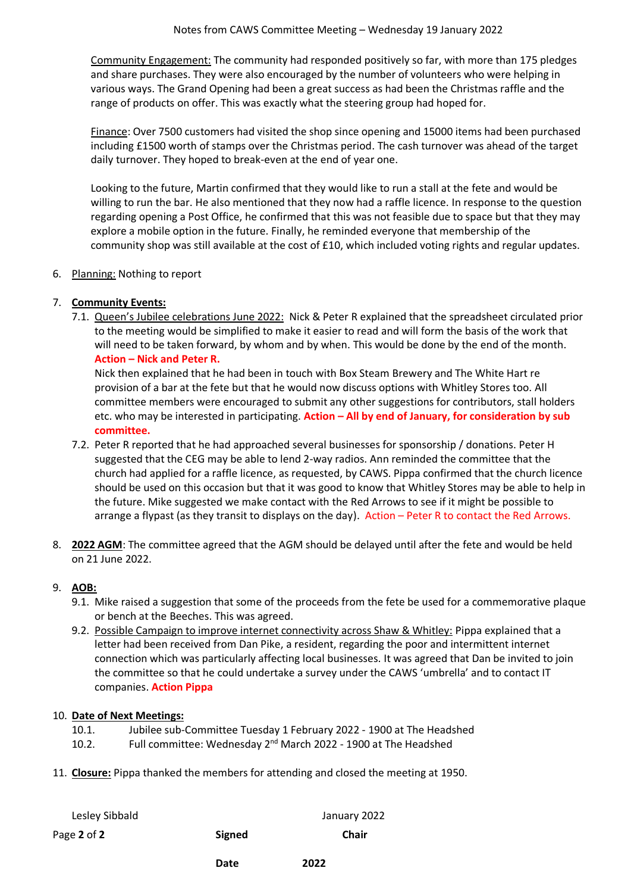Community Engagement: The community had responded positively so far, with more than 175 pledges and share purchases. They were also encouraged by the number of volunteers who were helping in various ways. The Grand Opening had been a great success as had been the Christmas raffle and the range of products on offer. This was exactly what the steering group had hoped for.

Finance: Over 7500 customers had visited the shop since opening and 15000 items had been purchased including £1500 worth of stamps over the Christmas period. The cash turnover was ahead of the target daily turnover. They hoped to break-even at the end of year one.

Looking to the future, Martin confirmed that they would like to run a stall at the fete and would be willing to run the bar. He also mentioned that they now had a raffle licence. In response to the question regarding opening a Post Office, he confirmed that this was not feasible due to space but that they may explore a mobile option in the future. Finally, he reminded everyone that membership of the community shop was still available at the cost of £10, which included voting rights and regular updates.

6. Planning: Nothing to report

7. **Community Events:**
   - 7.1. Queen's Jubilee celebrations June 2022: Nick & Peter R explained that the spreadsheet circulated prior to the meeting would be simplified to make it easier to read and will form the basis of the work that will need to be taken forward, by whom and by when. This would be done by the end of the month. **Action – Nick and Peter R.**
     Nick then explained that he had been in touch with Box Steam Brewery and The White Hart re provision of a bar at the fete but that he would now discuss options with Whitley Stores too. All committee members were encouraged to submit any other suggestions for contributors, stall holders etc. who may be interested in participating. **Action – All by end of January, for consideration by sub committee.**
   - 7.2. Peter R reported that he had approached several businesses for sponsorship / donations. Peter H suggested that the CEG may be able to lend 2-way radios. Ann reminded the committee that the church had applied for a raffle licence, as requested, by CAWS. Pippa confirmed that the church licence should be used on this occasion but that it was good to know that Whitley Stores may be able to help in the future. Mike suggested we make contact with the Red Arrows to see if it might be possible to arrange a flypast (as they transit to displays on the day). Action – Peter R to contact the Red Arrows.

8. **2022 AGM**: The committee agreed that the AGM should be delayed until after the fete and would be held on 21 June 2022.

9. **AOB:**
   - 9.1. Mike raised a suggestion that some of the proceeds from the fete be used for a commemorative plaque or bench at the Beeches. This was agreed.
   - 9.2. Possible Campaign to improve internet connectivity across Shaw & Whitley: Pippa explained that a letter had been received from Dan Pike, a resident, regarding the poor and intermittent internet connection which was particularly affecting local businesses. It was agreed that Dan be invited to join the committee so that he could undertake a survey under the CAWS 'umbrella' and to contact IT companies. **Action Pippa**

10. **Date of Next Meetings:**
    - 10.1. Jubilee sub-Committee Tuesday 1 February 2022 - 1900 at The Headshed
    - 10.2. Full committee: Wednesday 2nd March 2022 - 1900 at The Headshed

11. **Closure:** Pippa thanked the members for attending and closed the meeting at 1950.

Lesley Sibbald	January 2022

**Signed**	**Chair**

**Date**	**2022**